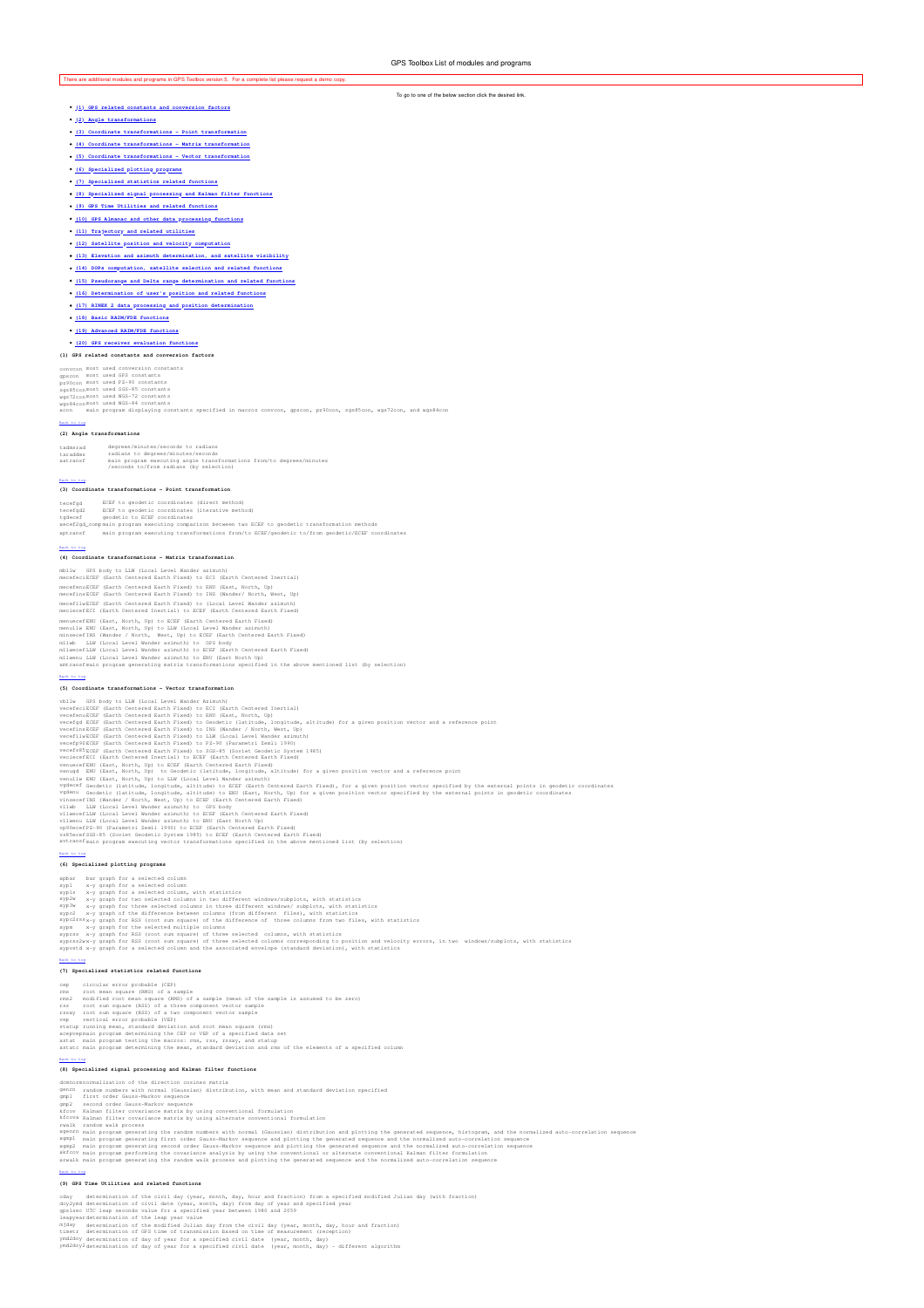# GPS Toolbox List of modules and programs

There are additional modules and programs in GPS Toolbox version 5. For a complete list please request a demo copy.

To go to one of the below section click the desired link.

- (1) GPS related constants and conversion factors
- (2) Angle transformations
- (3) Coordinate transformations - Point transformation
- (4) Coordinate transformations - Matrix transformation
- (5) Coordinate transformations - Vector transformation
- (6) Specialized plotting programs
- (7) Specialized statistics related functions
- (8) Specialized signal processing and Kalman filter functions
- (9) GPS Time Utilities and related functions
- (10) GPS Almanac and other data processing functions
- (11) Trajectory and related utilities
- (12) Satellite position and velocity computation
- (13) Elevation and azimuth determination, and satellite visibility
- (14) DOPs computation, satellite selection and related functions
- (15) Pseudorange and Delta range determination and related functions
- (16) Determination of user's position and related functions
- (17) RINEX 2 data processing and position determination
- (18) Basic RAIM/FDE functions
- (19) Advanced RAIM/FDE functions
- (20) GPS receiver evaluation functions

## (1) GPS related constants and conversion factors

| | |
|---|---|
| convcon | most used conversion constants |
| gpscon | most used GPS constants |
| pz90con | most used PZ-90 constants |
| sgs85con | most used SGS-85 constants |
| wgs72con | most used WGS-72 constants |
| wgs84con | most used WGS-84 constants |
| xcon | main program displaying constants specified in macros convcon, gpscon, pz90con, sgs85con, wgs72con, and wgs84con |

Back to top

## (2) Angle transformations

| | |
|---|---|
| tadmsrad | degrees/minutes/seconds to radians |
| taraddms | radians to degrees/minutes/seconds |
| xatransf | main program executing angle transformations from/to degrees/minutes /seconds to/from radians (by selection) |

Back to top

## (3) Coordinate transformations - Point transformation

| | |
|---|---|
| tecefgd | ECEF to geodetic coordinates (direct method) |
| tecefgd2 | ECEF to geodetic coordinates (iterative method) |
| tgdecef | geodetic to ECEF coordinates |
| xecef2gd_comp | main program executing comparison between two ECEF to geodetic transformation methods |
| xptransf | main program executing transformations from/to ECEF/geodetic to/from geodetic/ECEF coordinates |

Back to top

## (4) Coordinate transformations - Matrix transformation

| | |
|---|---|
| mbllw | GPS body to LLW (Local Level Wander azimuth) |
| meceftoeci | ECEF (Earth Centered Earth Fixed) to ECI (Earth Centered Inertial) |
| mecefenu | ECEF (Earth Centered Earth Fixed) to ENU (East, North, Up) |
| meceflnsw | ECEF (Earth Centered Earth Fixed) to INS (Wander/ North, West, Up) |
| mecefllw | ECEF (Earth Centered Earth Fixed) to (Local Level Wander azimuth) |
| mecieecef | ECI (Earth Centered Inertial) to ECEF (Earth Centered Earth Fixed) |
| menuecef | ENU (East, North, Up) to ECEF (Earth Centered Earth Fixed) |
| menullw | ENU (East, North, Up) to LLW (Local Level Wander azimuth) |
| minsecef | INS (Wander / North, West, Up) to ECEF (Earth Centered Earth Fixed) |
| mllwb | LLW (Local Level Wander azimuth) to GPS body |
| mllwecef | LLW (Local Level Wander azimuth) to ECEF (Earth Centered Earth Fixed) |
| mllwenu | LLW (Local Level Wander azimuth) to ENU (East North Up) |
| xmtransf | main program generating matrix transformations specified in the above mentioned list (by selection) |

Back to top

## (5) Coordinate transformations - Vector transformation

| | |
|---|---|
| vbllw | GPS body to LLW (Local Level Wander Azimuth) |
| vecefeci | ECEF (Earth Centered Earth Fixed) to ECI (Earth Centered Inertial) |
| vecefenu | ECEF (Earth Centered Earth Fixed) to ENU (East, North, Up) |
| vecefgd | ECEF (Earth Centered Earth Fixed) to Geodetic (latitude, longitude, altitude) for a given position vector and a reference point |
| vecefins | ECEF (Earth Centered Earth Fixed) to INS (Wander / North, West, Up) |
| vecefllw | ECEF (Earth Centered Earth Fixed) to LLW (Local Level Wander azimuth) |
| vecefp90 | ECEF (Earth Centered Earth Fixed) to PZ-90 (Parametri Zemli 1990) |
| vecefs85 | ECEF (Earth Centered Earth Fixed) to SGS-85 (Soviet Geodetic System 1985) |
| vecieecef | ECI (Earth Centered Inertial) to ECEF (Earth Centered Earth Fixed) |
| venuecef | ENU (East, North, Up) to ECEF (Earth Centered Earth Fixed) |
| venugd | ENU (East, North, Up) to Geodetic (latitude, longitude, altitude) for a given position vector and a reference point |
| venullw | ENU (East, North, Up) to LLW (Local Level Wander azimuth) |
| vgdecef | Geodetic (latitude, longitude, altitude) to ECEF (Earth Centered Earth Fixed), for a given position vector specified by the external points in geodetic coordinates |
| vgdenu | Geodetic (latitude, longitude, altitude) to ENU (East, North, Up) for a given position vector specified by the external points in geodetic coordinates |
| vinsecef | INS (Wander / North, West, Up) to ECEF (Earth Centered Earth Fixed) |
| vllwb | LLW (Local Level Wander azimuth) to GPS body |
| vllwecef | LLW (Local Level Wander azimuth) to ECEF (Earth Centered Earth Fixed) |
| vllwenu | LLW (Local Level Wander azimuth) to ENU (East North Up) |
| vp90ecef | PZ-90 (Parametri Zemli 1990) to ECEF (Earth Centered Earth Fixed) |
| vs85ecef | SGS-85 (Soviet Geodetic System 1985) to ECEF (Earth Centered Earth Fixed) |
| xvtransf | main program executing vector transformations specified in the above mentioned list (by selection) |

Back to top

## (6) Specialized plotting programs

| | |
|---|---|
| xpbar | bar graph for a selected column |
| xypl | x-y graph for a selected column |
| xypls | x-y graph for a selected column, with statistics |
| xyp2w | x-y graph for two selected columns in two different windows/subplots, with statistics |
| xyp3w | x-y graph for three selected columns in three different windows/ subplots, with statistics |
| xypd2 | x-y graph of the difference between columns (from different files), with statistics |
| xypd2rss | x-y graph for RSS (root sum square) of the difference of three columns from two files, with statistics |
| xypm | x-y graph for the selected multiple columns |
| xyprss | x-y graph for RSS (root sum square) of three selected columns, with statistics |
| xyprss2wx | x-y graph for RSS (root sum square) of three selected columns corresponding to position and velocity errors, in two windows/subplots, with statistics |
| xypvstd | x-y graph for a selected column and the associated envelope (standard deviation), with statistics |

Back to top

## (7) Specialized statistics related functions

| | |
|---|---|
| cep | circular error probable (CEP) |
| rms | root mean square (RMS) of a sample |
| rms2 | modified root mean square (RMS) of a sample (mean of the sample is assumed to be zero) |
| rss | root sum square (RSS) of a three component vector sample |
| rssxy | root sum square (RSS) of a two component vector sample |
| vep | vertical error probable (VEP) |
| statup | running mean, standard deviation and root mean square (rms) |
| xcepvep | main program determining the CEP or VEP of a specified data set |
| xstat | main program testing the macros: rms, rss, rssxy, and statup |
| xstatc | main program determining the mean, standard deviation and rms of the elements of a specified column |

Back to top

## (8) Specialized signal processing and Kalman filter functions

| | |
|---|---|
| dcmnorm | normalization of the direction cosines matrix |
| genrn | random numbers with normal (Gaussian) distribution, with mean and standard deviation specified |
| gmp1 | first order Gauss-Markov sequence |
| gmp2 | second order Gauss-Markov sequence |
| kfcov | Kalman filter covariance matrix by using conventional formulation |
| kfcova | Kalman filter covariance matrix by using alternate conventional formulation |
| rwalk | random walk process |
| xgenrn | main program generating the random numbers with normal (Gaussian) distribution and plotting the generated sequence, histogram, and the normalized auto-correlation sequence |
| xgmp1 | main program generating first order Gauss-Markov sequence and plotting the generated sequence and the normalized auto-correlation sequence |
| xgmp2 | main program generating second order Gauss-Markov sequence and plotting the generated sequence and the normalized auto-correlation sequence |
| xkfcov | main program performing the covariance analysis by using the conventional or alternate conventional Kalman filter formulation |
| xrwalk | main program generating the random walk process and plotting the generated sequence and the normalized auto-correlation sequence |

Back to top

## (9) GPS Time Utilities and related functions

| | |
|---|---|
| cday | determination of the civil day (year, month, day, hour and fraction) from a specified modified Julian day (with fraction) |
| doy2ymd | determination of civil date (year, month, day) from day of year and specified year |
| gpslsec | UTC leap seconds value for a specified year between 1980 and 2059 |
| leapyear | determination of the leap year value |
| mjday | determination of the modified Julian day from the civil day (year, month, day, hour and fraction) |
| timetr | determination of GPS time of transmission based on time of measurement (reception) |
| ymd2doy | determination of day of year for a specified civil date (year, month, day) |
| ymd2doy2 | determination of day of year for a specified civil date (year, month, day) - different algorithm |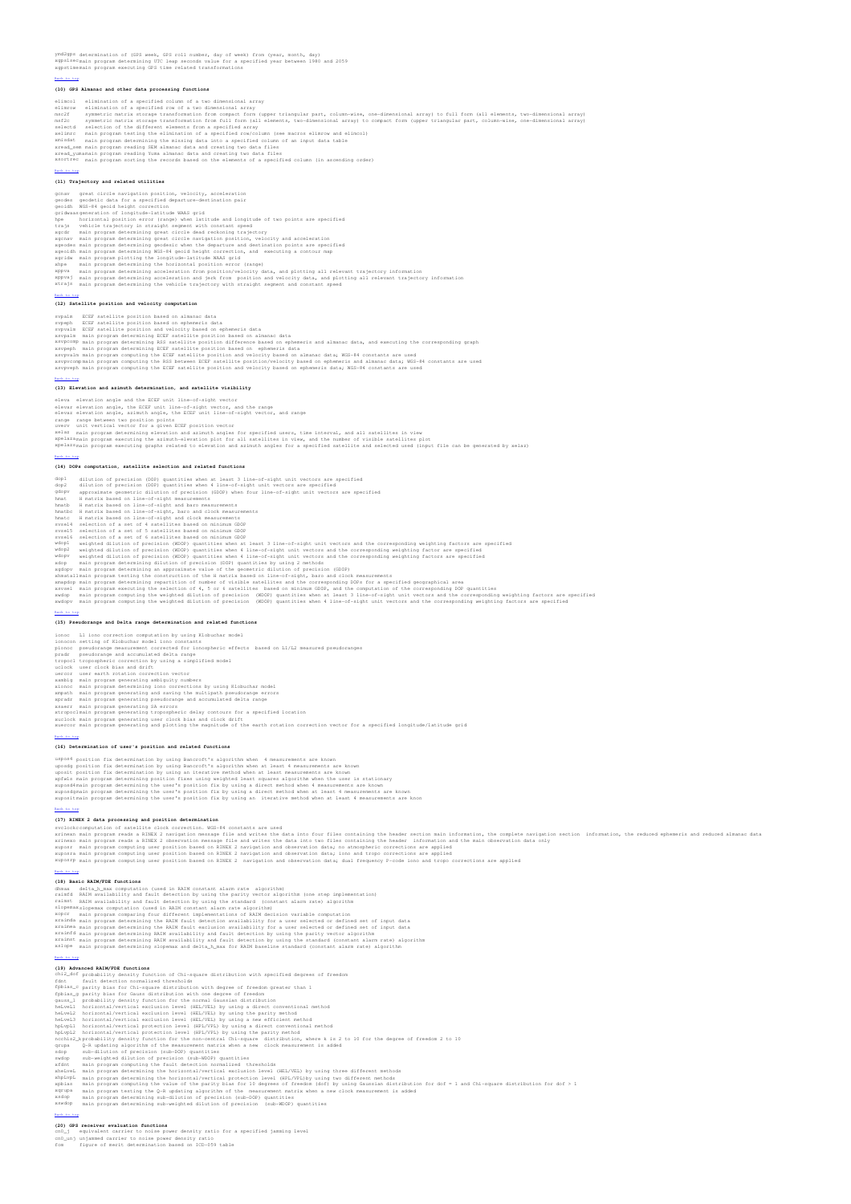ymd2gps determination of (GPS week, GPS roll number, day of week) from (year, month, day)
xgpslsec main program determining UTC leap seconds value for a specified year between 1980 and 2059
xgpstime main program executing GPS time related transformations

Back to top

### (10) GPS Almanac and other data processing functions

elimcol elimination of a specified column of a two dimensional array
elimrow elimination of a specified row of a two dimensional array
msc2f symmetric matrix storage transformation from compact form (upper triangular part, column-wise, one-dimensional array) to full form (all elements, two-dimensional array)
msf2c symmetric matrix storage transformation from full form (all elements, two-dimensional array) to compact form (upper triangular part, column-wise, one-dimensional array)
selectd selection of the different elements from a specified array
xelimrc main program testing the elimination of a specified row/column (see macros elimrow and elimcol)
xmissdat main program determining the missing data into a specified column of an input data table
xread_sem main program reading SEM almanac data and creating two data files
xread_yuma main program reading Yuma almanac data and creating two data files
xsortrec main program sorting the records based on the elements of a specified column (in ascending order)

Back to top

### (11) Trajectory and related utilities

gcnav great circle navigation position, velocity, acceleration
geodes geodetic data for a specified departure-destination pair
geoidh WGS-84 geoid height correction
gridwaas generation of longitude-latitude WAAS grid
hpe horizontal position error (range) when latitude and longitude of two points are specified
trajs vehicle trajectory in straight segment with constant speed
xgcdr main program determining great circle dead reckoning trajectory
xgcnav main program determining great circle navigation position, velocity and acceleration
xgeodes main program determining geodesic when the departure and destination points are specified
xgeoidh main program determining WGS-84 geoid height correction, and executing a contour map
xgrids main program plotting the longitude-latitude WAAS grid
xhpe main program determining the horizontal position error (range)
xppva main program determining acceleration from position/velocity data, and plotting all relevant trajectory information
xppvaj main program determining acceleration and jerk from position and velocity data, and plotting all relevant trajectory information
xtrajs main program determining the vehicle trajectory with straight segment and constant speed

Back to top

### (12) Satellite position and velocity computation

svpalm ECEF satellite position based on almanac data
svpeph ECEF satellite position based on ephemeris data
svpvalm ECEF satellite position and velocity based on ephemeris data
xsvpalm main program determining ECEF satellite position based on almanac data
xsvpcomp main program determining RSS satellite position difference based on ephemeris and almanac data, and executing the corresponding graph
xsvpeph main program determining ECEF satellite position based on ephemeris data
xsvpvalm main program computing the ECEF satellite position and velocity based on almanac data; WGS-84 constants are used
xsvpvcomp main program computing the RSS between ECEF satellite position/velocity based on ephemeris and almanac data; WGS-84 constants are used
xsvpveph main program computing the ECEF satellite position and velocity based on ephemeris data; WGS-84 constants are used

Back to top

### (13) Elevation and azimuth determination, and satellite visibility

elevu elevation angle and the ECEF unit line-of-sight vector
elevar elevation angle, the ECEF unit line-of-sight vector, and the range
elevaz elevation angle, azimuth angle, the ECEF unit line-of-sight vector, and range
range range between two position points
uverv unit vertical vector for a given ECEF position vector
xelaz main program determining elevation and azimuth angles for specified users, time interval, and all satellites in view
xpelazs main program executing the azimuth-elevation plot for all satellites in view, and the number of visible satellites plot
xpelazs main program executing graphs related to elevation and azimuth angles for a specified satellite and selected used (input file can be generated by xelaz)

Back to top

### (14) DOPs computation, satellite selection and related functions

dop1 dilution of precision (DOP) quantities when at least 3 line-of-sight unit vectors are specified
dop2 dilution of precision (DOP) quantities when 4 line-of-sight unit vectors are specified
gdopv approximate geometric dilution of precision (GDOP) when four line-of-sight unit vectors are specified
hmat H matrix based on line-of-sight measurements
hmatb H matrix based on line-of-sight and baro measurements
hmatbc H matrix based on line-of-sight, baro and clock measurements
hmatc H matrix based on line-of-sight and clock measurements
svsel4 selection of a set of 4 satellites based on minimum GDOP
svsel5 selection of a set of 5 satellites based on minimum GDOP
svsel6 selection of a set of 6 satellites based on minimum GDOP
wdop1 weighted dilution of precision (WDOP) quantities when at least 3 line-of-sight unit vectors and the corresponding weighting factors are specified
wdop2 weighted dilution of precision (WDOP) quantities when 4 line-of-sight unit vectors and the corresponding weighting factor are specified
wdopv weighted dilution of precision (WDOP) quantities when 4 line-of-sight unit vectors and the corresponding weighting factors are specified
xdop main program determining dilution of precision (DOP) quantities by using 2 methods
xgdopv main program determining an approximate value of the geometric dilution of precision (GDOP)
xhmatall main program testing the construction of the H matrix based on line-of-sight, baro and clock measurements
xmapdop main program determining repartition of number of visible satellites and the corresponding DOPs for a specified geographical area
xsvsel main program executing the selection of 4, 5 or 6 satellites based on minimum GDOP, and the computation of the corresponding DOP quantities
xwdop main program computing the weighted dilution of precision (WDOP) quantities when at least 3 line-of-sight unit vectors and the corresponding weighting factors are specified
xwdopv main program computing the weighted dilution of precision (WDOP) quantities when 4 line-of-sight unit vectors and the corresponding weighting factors are specified

Back to top

### (15) Pseudorange and Delta range determination and related functions

ionoc L1 iono correction computation by using Klobuchar model
ionocon setting of Klobuchar model iono constants
pionoc pseudorange measurement corrected for ionospheric effects based on L1/L2 measured pseudoranges
pradr pseudorange and accumulated delta range
tropoc1 tropospheric correction by using a simplified model
uclock user clock bias and drift
uercor user earth rotation correction vector
xambig main program generating ambiguity numbers
xionoc main program determining iono corrections by using Klobuchar model
xmpath main program generating and saving the multipath pseudorange errors
xpradr main program generating pseudorange and accumulated delta range
xsaerr main program generating SA errors
xtropoc1 main program generating tropospheric delay contours for a specified location
xuclock main program generating user clock bias and clock drift
xuercor main program generating and plotting the magnitude of the earth rotation correction vector for a specified longitude/latitude grid

Back to top

### (16) Determination of user's position and related functions

uspos4 position fix determination by using Bancroft's algorithm when 4 measurements are known
usposg position fix determination by using Bancroft's algorithm when at least 4 measurements are known
uposit position fix determination by using an iterative method when at least measurements are known
xpfwls main program determining position fixes using weighted least squares algorithm when the user is stationary
xuposd4 main program determining the user's position fix by using a direct method when 4 measurements are known
xuposdg main program determining the user's position fix by using a direct method when at least 4 measurements are known
xuposit main program determining the user's position fix by using an iterative method when at least 4 measurements are knon

Back to top

### (17) RINEX 2 data processing and position determination

svclockc computation of satellite clock correction. WGS-84 constants are used
xrinexn main program reads a RINEX 2 navigation message file and writes the data into four files containing the header section main information, the complete navigation section information, the reduced ephemeris and reduced almanac data
xrinexo main program reads a RINEX 2 observation message file and writes the data into two files containing the header information and the main observation data only
xuposr main program computing user position based on RINEX 2 navigation and observation data; no atmospheric corrections are applied
xuposra main program computing user position based on RINEX 2 navigation and observation data; iono and tropo corrections are applied
xuposrp main program computing user position based on RINEX 2 navigation and observation data; dual frequency P-code iono and tropo corrections are applied

Back to top

### (18) Basic RAIM/FDE functions

dhmax delta_h_max computation (used in RAIM constant alarm rate algorithm)
raimfd RAIM availability and fault detection by using the parity vector algorithm (one step implementation)
raimst RAIM availability and fault detection by using the standard (constant alarm rate) algorithm
slopemax slopemax computation (used in RAIM constant alarm rate algorithm)
xopcr main program comparing four different implementations of RAIM decision variable computation
xraimda main program determining the RAIM fault detection availability for a user selected or defined set of input data
xraimea main program determining the RAIM fault exclusion availability for a user selected or defined set of input data
xraimfd main program determining RAIM availability and fault detection by using the parity vector algorithm
xraimst main program determining RAIM availability and fault detection by using the standard (constant alarm rate) algorithm
xslope main program determining slopemax and delta_h_max for RAIM baseline standard (constant alarm rate) algorithm

Back to top

### (19) Advanced RAIM/FDE functions

chi2_dof probability density function of Chi-square distribution with specified degrees of freedom
fdnt fault detection normalized thresholds
fpbias_c parity bias for Chi-square distribution with degree of freedom greater than 1
fpbias_g parity bias for Gauss distribution with one degree of freedom
gauss_1 probability density function for the normal Gaussian distribution
heLvel1 horizontal/vertical exclusion level (HEL/VEL) by using a direct conventional method
heLvel2 horizontal/vertical exclusion level (HEL/VEL) by using the parity method
heLvel3 horizontal/vertical exclusion level (HEL/VEL) by using a new efficient method
hpLvpl1 horizontal/vertical protection level (HPL/VPL) by using a direct conventional method
hpLvpl2 horizontal/vertical protection level (HPL/VPL) by using the parity method
ncchis2_k probability density function for the non-central Chi-square distribution, where k is 2 to 10 for the degree of freedom 2 to 10
qrupa Q-R updating algorithm of the measurement matrix when a new clock measurement is added
sdop sub-dilution of precision (sub-DOP) quantities
swdop sub-weighted dilution of precision (sub-WDOP) quantities
xfdnt main program computing the fault detection normalized thresholds
xhelvel main program determining the horizontal/vertical exclusion level (HEL/VEL) by using three different methods
xhplvpl main program determining the horizontal/vertical protection level (HPL/VPL)by using two different methods
xpbias main program computing the value of the parity bias for 10 degrees of freedom (dof) by using Gaussian distribution for dof = 1 and Chi-square distribution for dof > 1
xqrupa main program testing the Q-R updating algorithm of the measurement matrix when a new clock measurement is added
xsdop main program determining sub-dilution of precision (sub-DOP) quantities
xswdop main program determining sub-weighted dilution of precision (sub-WDOP) quantities

Back to top

### (20) GPS receiver evaluation functions

cn0_j equivalent carrier to noise power density ratio for a specified jamming level
cn0_unj unjammed carrier to noise power density ratio
fom figure of merit determination based on ICD-059 table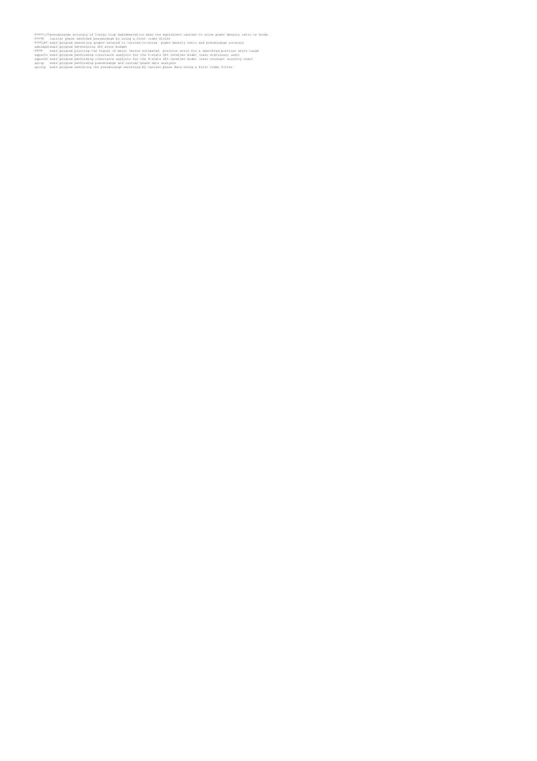```
pracc_n1 pseudorange accuracy of Costas loop implementation when the equivalent carrier to noise power density ratio is known
prscp    carrier phase smoothed pseudorange by using a first order filter
acn0_pr  main program executing graphs related to carrier-to-noise  power density ratio and pseudorange accuracy
aebudget main program determining GPS error budget
afom     main program plotting the figure of merit versus estimated  position error for a specified position error range
agpsr5c  main program performing covariance analysis for the 5-state GPS receiver model (near stationary user)
agpsr8c  main program performing covariance analysis for the 8-state GPS receiver model (near constant velocity user)
aprcp    main program performing pseudorange and carrier phase data analysis
aprscp   main program executing the pseudorange smoothing by carrier phase data using a first order filter
```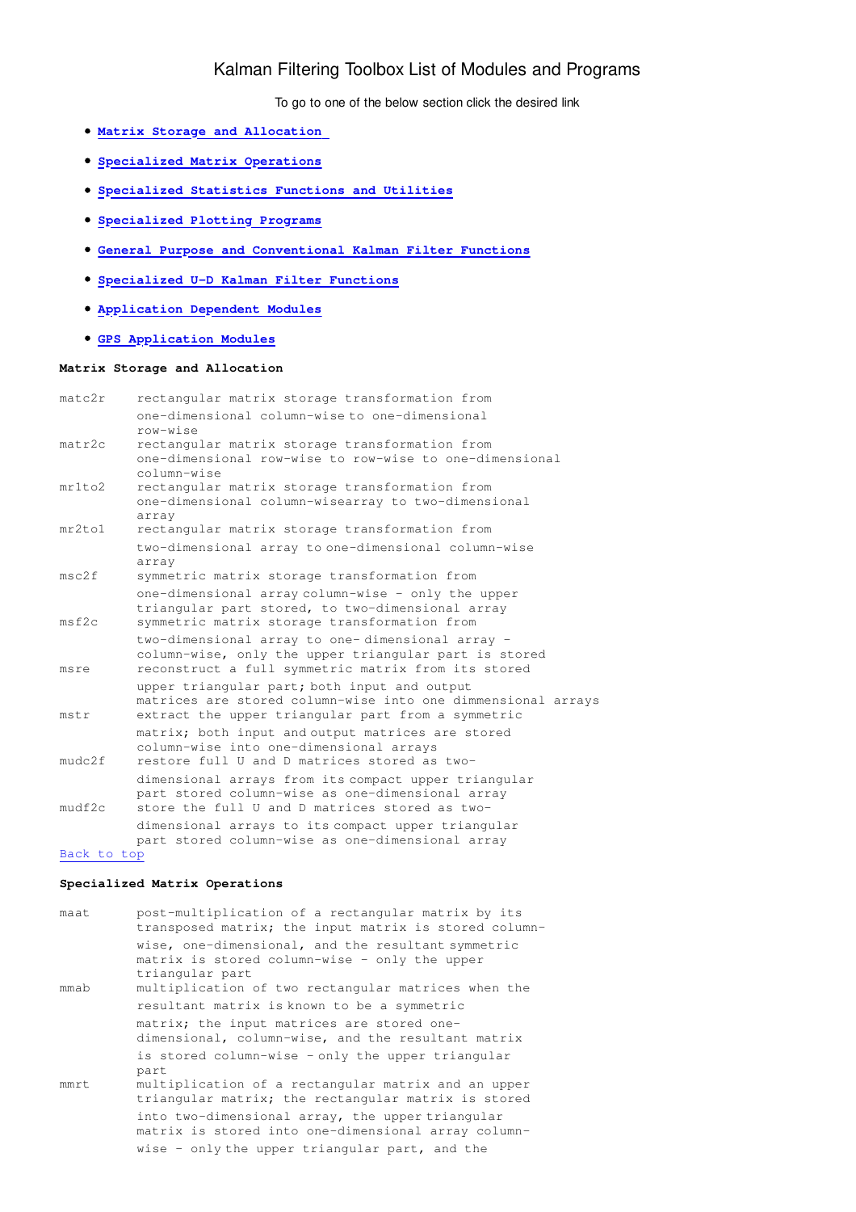# Kalman Filtering Toolbox List of Modules and Programs

To go to one of the below section click the desired link

- **Matrix Storage and Allocation**
- **Specialized Matrix Operations**
- **Specialized Statistics Functions and Utilities**
- **Specialized Plotting Programs**
- **General Purpose and Conventional Kalman Filter Functions**
- **Specialized U-D Kalman Filter Functions**
- **Application Dependent Modules**
- **GPS Application Modules**

### Matrix Storage and Allocation

| | |
|---|---|
| matc2r | rectangular matrix storage transformation from one-dimensional column-wise to one-dimensional row-wise |
| matr2c | rectangular matrix storage transformation from one-dimensional row-wise to row-wise to one-dimensional column-wise |
| mr1to2 | rectangular matrix storage transformation from one-dimensional column-wisearray to two-dimensional array |
| mr2to1 | rectangular matrix storage transformation from two-dimensional array to one-dimensional column-wise array |
| msc2f | symmetric matrix storage transformation from one-dimensional array column-wise - only the upper triangular part stored, to two-dimensional array |
| msf2c | symmetric matrix storage transformation from two-dimensional array to one- dimensional array - column-wise, only the upper triangular part is stored |
| msre | reconstruct a full symmetric matrix from its stored upper triangular part; both input and output matrices are stored column-wise into one dimmensional arrays |
| mstr | extract the upper triangular part from a symmetric matrix; both input and output matrices are stored column-wise into one-dimensional arrays |
| mudc2f | restore full U and D matrices stored as two-dimensional arrays from its compact upper triangular part stored column-wise as one-dimensional array |
| mudf2c | store the full U and D matrices stored as two-dimensional arrays to its compact upper triangular part stored column-wise as one-dimensional array |

Back to top

### Specialized Matrix Operations

| | |
|---|---|
| maat | post-multiplication of a rectangular matrix by its transposed matrix; the input matrix is stored column-wise, one-dimensional, and the resultant symmetric matrix is stored column-wise - only the upper triangular part |
| mmab | multiplication of two rectangular matrices when the resultant matrix is known to be a symmetric matrix; the input matrices are stored one-dimensional, column-wise, and the resultant matrix is stored column-wise - only the upper triangular part |
| mmrt | multiplication of a rectangular matrix and an upper triangular matrix; the rectangular matrix is stored into two-dimensional array, the upper triangular matrix is stored into one-dimensional array column-wise - only the upper triangular part, and the |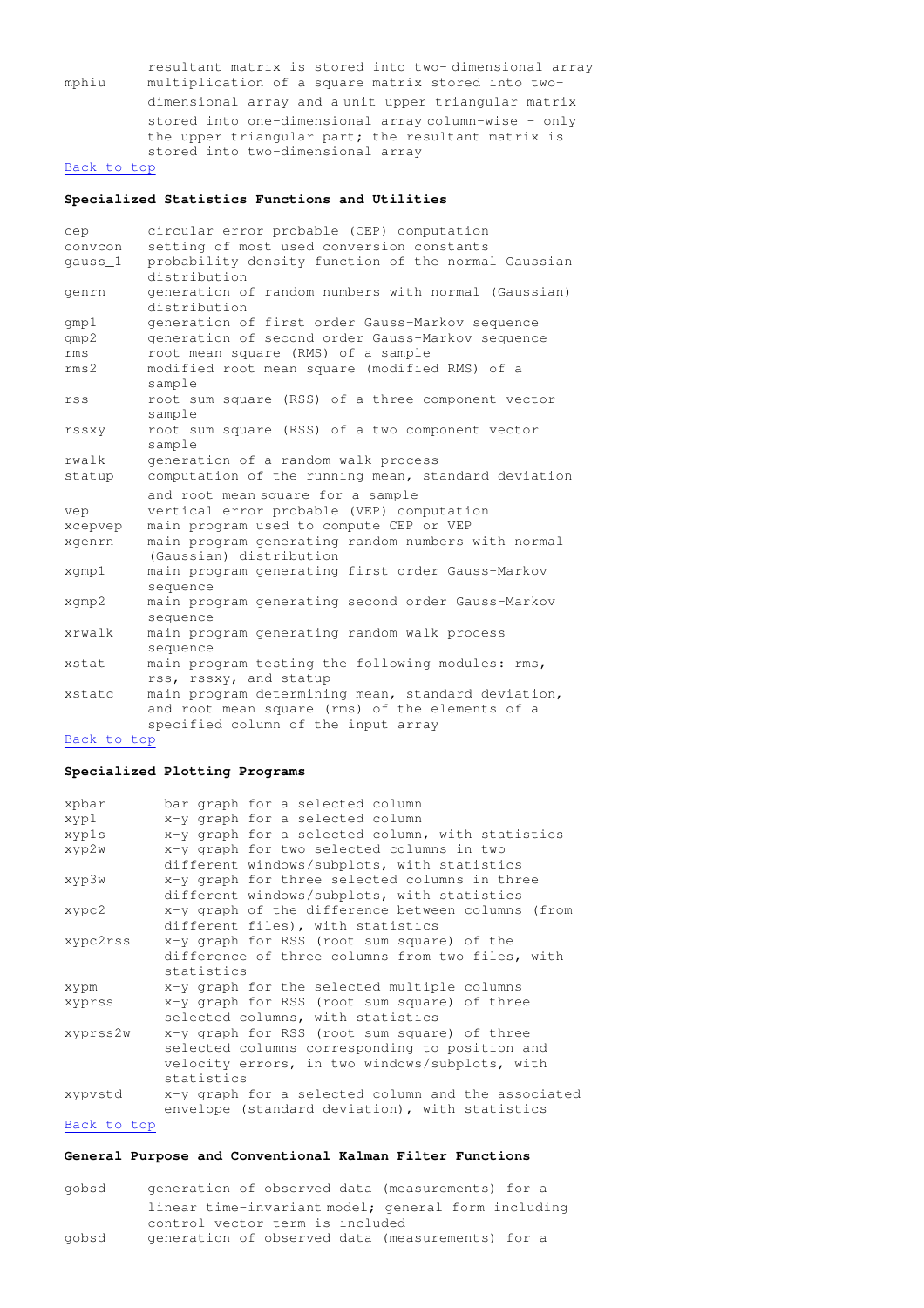| | resultant matrix is stored into two-dimensional array |
|---|---|
| mphiu | multiplication of a square matrix stored into two-dimensional array and a unit upper triangular matrix stored into one-dimensional array column-wise - only the upper triangular part; the resultant matrix is stored into two-dimensional array |

Back to top

**Specialized Statistics Functions and Utilities**

| | |
|---|---|
| cep | circular error probable (CEP) computation |
| convcon | setting of most used conversion constants |
| gauss_1 | probability density function of the normal Gaussian distribution |
| genrn | generation of random numbers with normal (Gaussian) distribution |
| gmp1 | generation of first order Gauss-Markov sequence |
| gmp2 | generation of second order Gauss-Markov sequence |
| rms | root mean square (RMS) of a sample |
| rms2 | modified root mean square (modified RMS) of a sample |
| rss | root sum square (RSS) of a three component vector sample |
| rssxy | root sum square (RSS) of a two component vector sample |
| rwalk | generation of a random walk process |
| statup | computation of the running mean, standard deviation and root mean square for a sample |
| vep | vertical error probable (VEP) computation |
| xcepvep | main program used to compute CEP or VEP |
| xgenrn | main program generating random numbers with normal (Gaussian) distribution |
| xgmp1 | main program generating first order Gauss-Markov sequence |
| xgmp2 | main program generating second order Gauss-Markov sequence |
| xrwalk | main program generating random walk process sequence |
| xstat | main program testing the following modules: rms, rss, rssxy, and statup |
| xstatc | main program determining mean, standard deviation, and root mean square (rms) of the elements of a specified column of the input array |

Back to top

**Specialized Plotting Programs**

| | |
|---|---|
| xpbar | bar graph for a selected column |
| xyp1 | x-y graph for a selected column |
| xyp1s | x-y graph for a selected column, with statistics |
| xyp2w | x-y graph for two selected columns in two different windows/subplots, with statistics |
| xyp3w | x-y graph for three selected columns in three different windows/subplots, with statistics |
| xypc2 | x-y graph of the difference between columns (from different files), with statistics |
| xypc2rss | x-y graph for RSS (root sum square) of the difference of three columns from two files, with statistics |
| xypm | x-y graph for the selected multiple columns |
| xyprss | x-y graph for RSS (root sum square) of three selected columns, with statistics |
| xyprss2w | x-y graph for RSS (root sum square) of three selected columns corresponding to position and velocity errors, in two windows/subplots, with statistics |
| xypvstd | x-y graph for a selected column and the associated envelope (standard deviation), with statistics |

Back to top

**General Purpose and Conventional Kalman Filter Functions**

| | |
|---|---|
| gobsd | generation of observed data (measurements) for a linear time-invariant model; general form including control vector term is included |
| gobsd | generation of observed data (measurements) for a |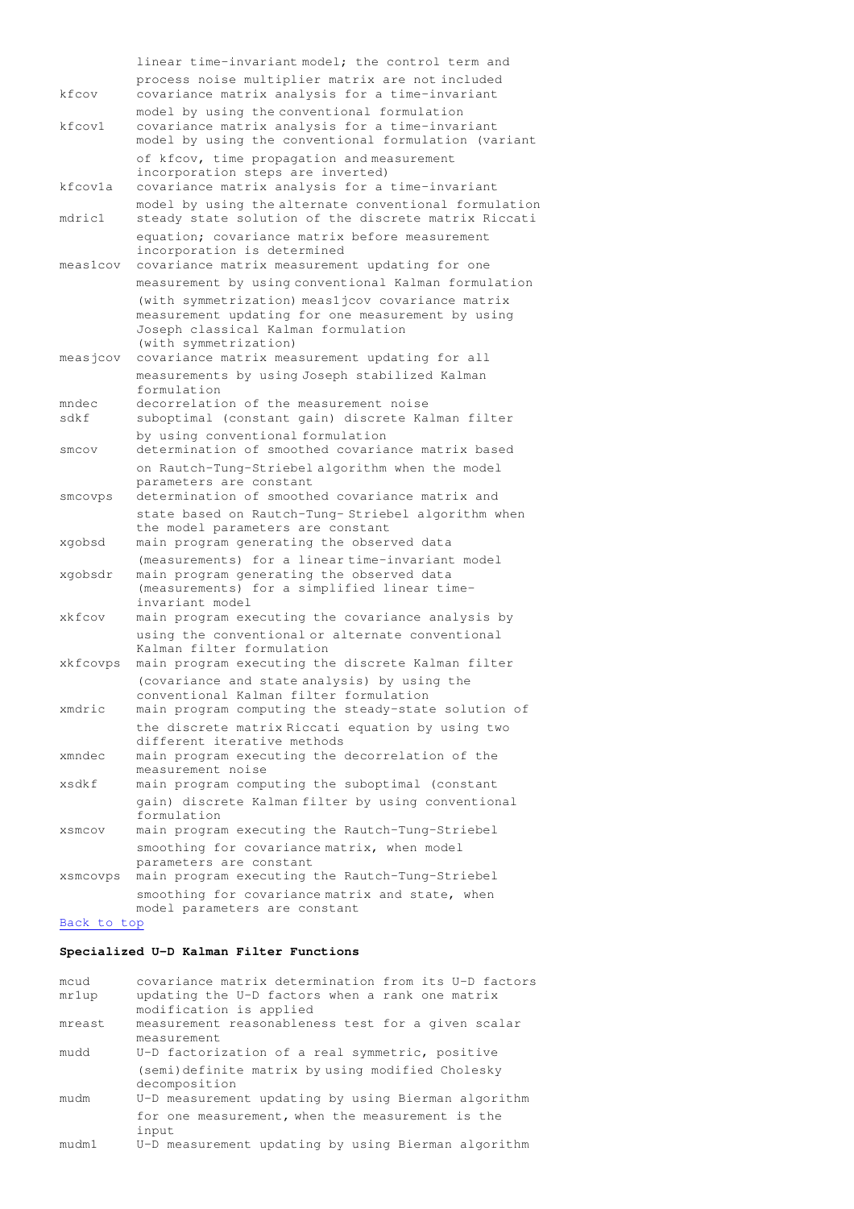| | |
|---|---|
| | linear time-invariant model; the control term and process noise multiplier matrix are not included |
| kfcov | covariance matrix analysis for a time-invariant model by using the conventional formulation |
| kfcov1 | covariance matrix analysis for a time-invariant model by using the conventional formulation (variant of kfcov, time propagation and measurement incorporation steps are inverted) |
| kfcov1a | covariance matrix analysis for a time-invariant model by using the alternate conventional formulation |
| mdric1 | steady state solution of the discrete matrix Riccati equation; covariance matrix before measurement incorporation is determined |
| meas1cov | covariance matrix measurement updating for one measurement by using conventional Kalman formulation (with symmetrization) meas1jcov covariance matrix measurement updating for one measurement by using Joseph classical Kalman formulation (with symmetrization) |
| measjcov | covariance matrix measurement updating for all measurements by using Joseph stabilized Kalman formulation |
| mndec | decorrelation of the measurement noise |
| sdkf | suboptimal (constant gain) discrete Kalman filter by using conventional formulation |
| smcov | determination of smoothed covariance matrix based on Rautch-Tung-Striebel algorithm when the model parameters are constant |
| smcovps | determination of smoothed covariance matrix and state based on Rautch-Tung- Striebel algorithm when the model parameters are constant |
| xgobsd | main program generating the observed data (measurements) for a linear time-invariant model |
| xgobsdr | main program generating the observed data (measurements) for a simplified linear time-invariant model |
| xkfcov | main program executing the covariance analysis by using the conventional or alternate conventional Kalman filter formulation |
| xkfcovps | main program executing the discrete Kalman filter (covariance and state analysis) by using the conventional Kalman filter formulation |
| xmdric | main program computing the steady-state solution of the discrete matrix Riccati equation by using two different iterative methods |
| xmndec | main program executing the decorrelation of the measurement noise |
| xsdkf | main program computing the suboptimal (constant gain) discrete Kalman filter by using conventional formulation |
| xsmcov | main program executing the Rautch-Tung-Striebel smoothing for covariance matrix, when model parameters are constant |
| xsmcovps | main program executing the Rautch-Tung-Striebel smoothing for covariance matrix and state, when model parameters are constant |

Back to top

**Specialized U-D Kalman Filter Functions**

| | |
|---|---|
| mcud | covariance matrix determination from its U-D factors |
| mr1up | updating the U-D factors when a rank one matrix modification is applied |
| mreast | measurement reasonableness test for a given scalar measurement |
| mudd | U-D factorization of a real symmetric, positive (semi)definite matrix by using modified Cholesky decomposition |
| mudm | U-D measurement updating by using Bierman algorithm for one measurement, when the measurement is the input |
| mudm1 | U-D measurement updating by using Bierman algorithm |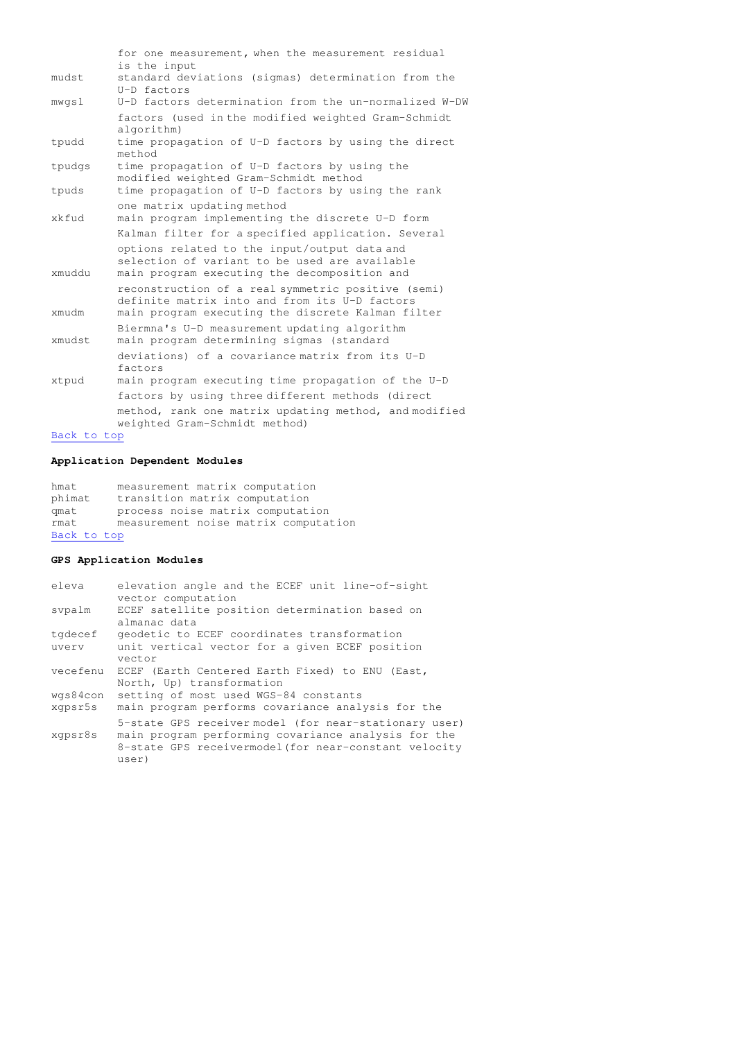| | |
|---|---|
| | for one measurement, when the measurement residual is the input |
| mudst | standard deviations (sigmas) determination from the U-D factors |
| mwgs1 | U-D factors determination from the un-normalized W-DW factors (used in the modified weighted Gram-Schmidt algorithm) |
| tpudd | time propagation of U-D factors by using the direct method |
| tpudgs | time propagation of U-D factors by using the modified weighted Gram-Schmidt method |
| tpuds | time propagation of U-D factors by using the rank one matrix updating method |
| xkfud | main program implementing the discrete U-D form Kalman filter for a specified application. Several options related to the input/output data and selection of variant to be used are available |
| xmuddu | main program executing the decomposition and reconstruction of a real symmetric positive (semi) definite matrix into and from its U-D factors |
| xmudm | main program executing the discrete Kalman filter Biermna's U-D measurement updating algorithm |
| xmudst | main program determining sigmas (standard deviations) of a covariance matrix from its U-D factors |
| xtpud | main program executing time propagation of the U-D factors by using three different methods (direct method, rank one matrix updating method, and modified weighted Gram-Schmidt method) |

Back to top

**Application Dependent Modules**

| | |
|---|---|
| hmat | measurement matrix computation |
| phimat | transition matrix computation |
| qmat | process noise matrix computation |
| rmat | measurement noise matrix computation |

Back to top

**GPS Application Modules**

| | |
|---|---|
| eleva | elevation angle and the ECEF unit line-of-sight vector computation |
| svpalm | ECEF satellite position determination based on almanac data |
| tgdecef | geodetic to ECEF coordinates transformation |
| uverv | unit vertical vector for a given ECEF position vector |
| vecefenu | ECEF (Earth Centered Earth Fixed) to ENU (East, North, Up) transformation |
| wgs84con | setting of most used WGS-84 constants |
| xgpsr5s | main program performs covariance analysis for the 5-state GPS receiver model (for near-stationary user) |
| xgpsr8s | main program performing covariance analysis for the 8-state GPS receivermodel(for near-constant velocity user) |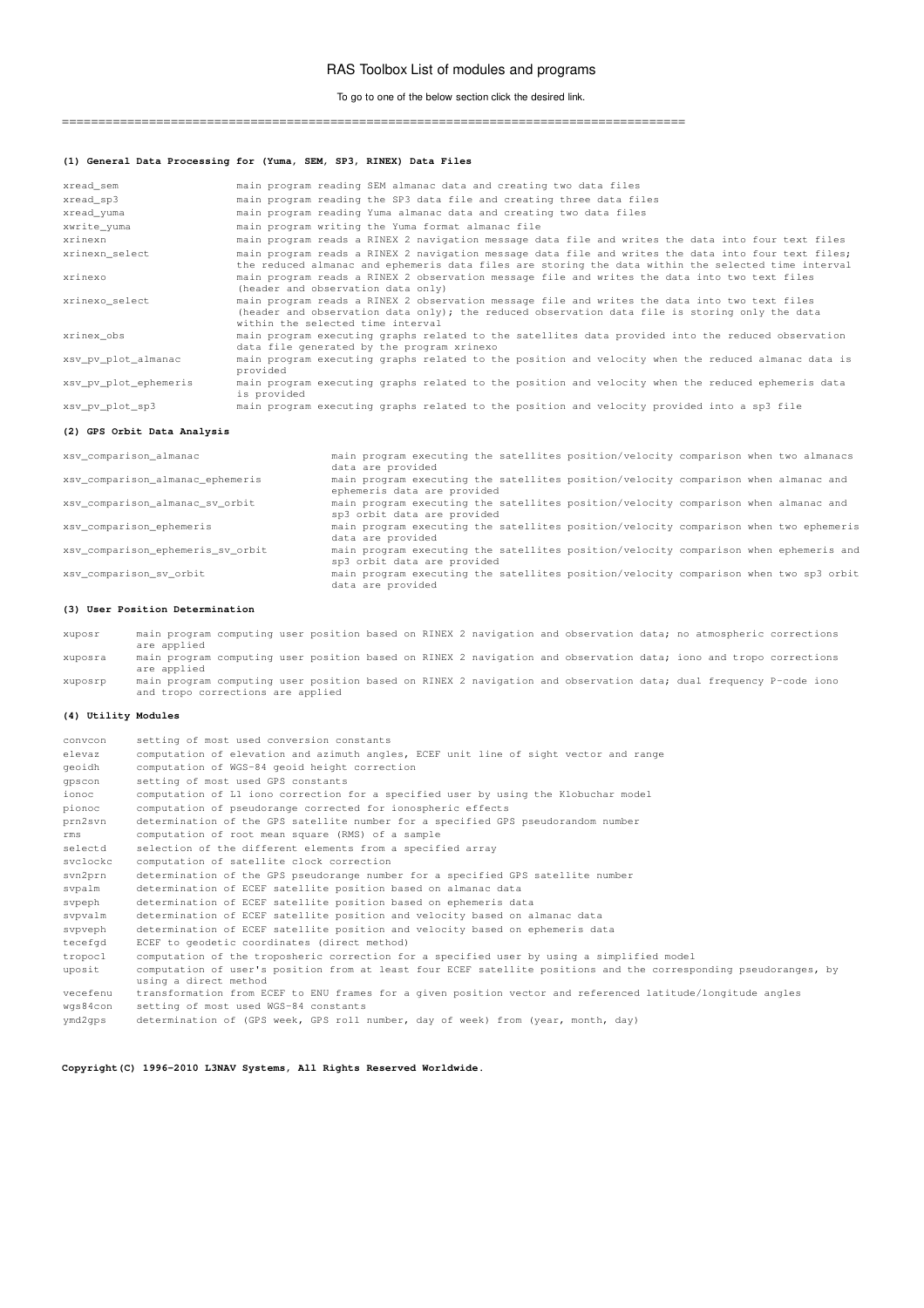# RAS Toolbox List of modules and programs

To go to one of the below section click the desired link.

==========================================================================================

### (1) General Data Processing for (Yuma, SEM, SP3, RINEX) Data Files

| | |
|---|---|
| xread_sem | main program reading SEM almanac data and creating two data files |
| xread_sp3 | main program reading the SP3 data file and creating three data files |
| xread_yuma | main program reading Yuma almanac data and creating two data files |
| xwrite_yuma | main program writing the Yuma format almanac file |
| xrinexn | main program reads a RINEX 2 navigation message data file and writes the data into four text files |
| xrinexn_select | main program reads a RINEX 2 navigation message data file and writes the data into four text files; the reduced almanac and ephemeris data files are storing the data within the selected time interval |
| xrinexo | main program reads a RINEX 2 observation message file and writes the data into two text files (header and observation data only) |
| xrinexo_select | main program reads a RINEX 2 observation message file and writes the data into two text files (header and observation data only); the reduced observation data file is storing only the data within the selected time interval |
| xrinex_obs | main program executing graphs related to the satellites data provided into the reduced observation data file generated by the program xrinexo |
| xsv_pv_plot_almanac | main program executing graphs related to the position and velocity when the reduced almanac data is provided |
| xsv_pv_plot_ephemeris | main program executing graphs related to the position and velocity when the reduced ephemeris data is provided |
| xsv_pv_plot_sp3 | main program executing graphs related to the position and velocity provided into a sp3 file |

### (2) GPS Orbit Data Analysis

| | |
|---|---|
| xsv_comparison_almanac | main program executing the satellites position/velocity comparison when two almanacs data are provided |
| xsv_comparison_almanac_ephemeris | main program executing the satellites position/velocity comparison when almanac and ephemeris data are provided |
| xsv_comparison_almanac_sv_orbit | main program executing the satellites position/velocity comparison when almanac and sp3 orbit data are provided |
| xsv_comparison_ephemeris | main program executing the satellites position/velocity comparison when two ephemeris data are provided |
| xsv_comparison_ephemeris_sv_orbit | main program executing the satellites position/velocity comparison when ephemeris and sp3 orbit data are provided |
| xsv_comparison_sv_orbit | main program executing the satellites position/velocity comparison when two sp3 orbit data are provided |

### (3) User Position Determination

| | |
|---|---|
| xuposr | main program computing user position based on RINEX 2 navigation and observation data; no atmospheric corrections are applied |
| xuposra | main program computing user position based on RINEX 2 navigation and observation data; iono and tropo corrections are applied |
| xuposrp | main program computing user position based on RINEX 2 navigation and observation data; dual frequency P-code iono and tropo corrections are applied |

### (4) Utility Modules

| | |
|---|---|
| convcon | setting of most used conversion constants |
| elevaz | computation of elevation and azimuth angles, ECEF unit line of sight vector and range |
| geoidh | computation of WGS-84 geoid height correction |
| gpscon | setting of most used GPS constants |
| ionoc | computation of L1 iono correction for a specified user by using the Klobuchar model |
| pionoc | computation of pseudorange corrected for ionospheric effects |
| prn2svn | determination of the GPS satellite number for a specified GPS pseudorandom number |
| rms | computation of root mean square (RMS) of a sample |
| selectd | selection of the different elements from a specified array |
| svclockc | computation of satellite clock correction |
| svn2prn | determination of the GPS pseudorange number for a specified GPS satellite number |
| svpalm | determination of ECEF satellite position based on almanac data |
| svpeph | determination of ECEF satellite position based on ephemeris data |
| svpvalm | determination of ECEF satellite position and velocity based on almanac data |
| svpveph | determination of ECEF satellite position and velocity based on ephemeris data |
| tecefgd | ECEF to geodetic coordinates (direct method) |
| tropocl | computation of the troposheric correction for a specified user by using a simplified model |
| uposit | computation of user's position from at least four ECEF satellite positions and the corresponding pseudoranges, by using a direct method |
| vecefenu | transformation from ECEF to ENU frames for a given position vector and referenced latitude/longitude angles |
| wgs84con | setting of most used WGS-84 constants |
| ymd2gps | determination of (GPS week, GPS roll number, day of week) from (year, month, day) |

**Copyright(C) 1996-2010 L3NAV Systems, All Rights Reserved Worldwide.**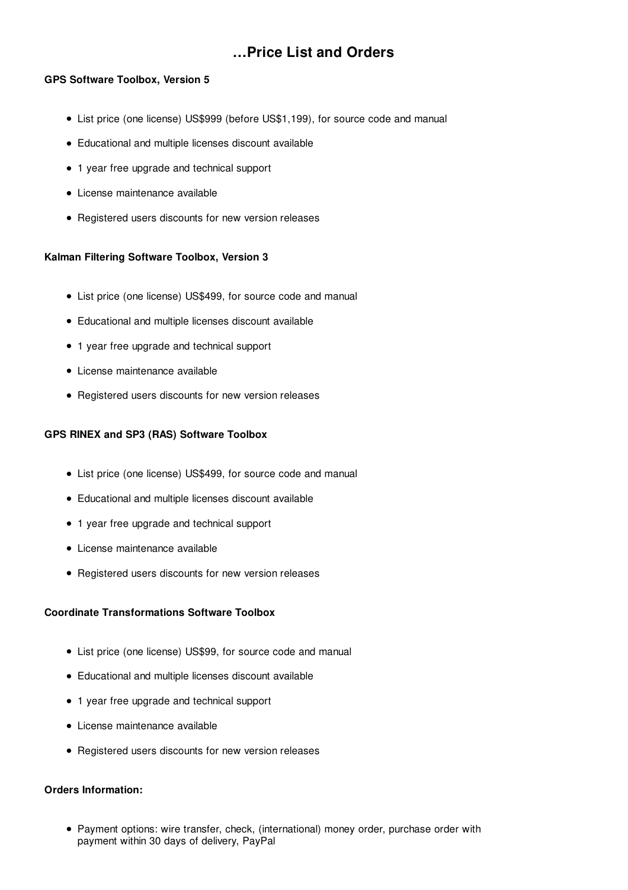# …Price List and Orders

**GPS Software Toolbox, Version 5**

- List price (one license) US$999 (before US$1,199), for source code and manual
- Educational and multiple licenses discount available
- 1 year free upgrade and technical support
- License maintenance available
- Registered users discounts for new version releases

**Kalman Filtering Software Toolbox, Version 3**

- List price (one license) US$499, for source code and manual
- Educational and multiple licenses discount available
- 1 year free upgrade and technical support
- License maintenance available
- Registered users discounts for new version releases

**GPS RINEX and SP3 (RAS) Software Toolbox**

- List price (one license) US$499, for source code and manual
- Educational and multiple licenses discount available
- 1 year free upgrade and technical support
- License maintenance available
- Registered users discounts for new version releases

**Coordinate Transformations Software Toolbox**

- List price (one license) US$99, for source code and manual
- Educational and multiple licenses discount available
- 1 year free upgrade and technical support
- License maintenance available
- Registered users discounts for new version releases

**Orders Information:**

- Payment options: wire transfer, check, (international) money order, purchase order with payment within 30 days of delivery, PayPal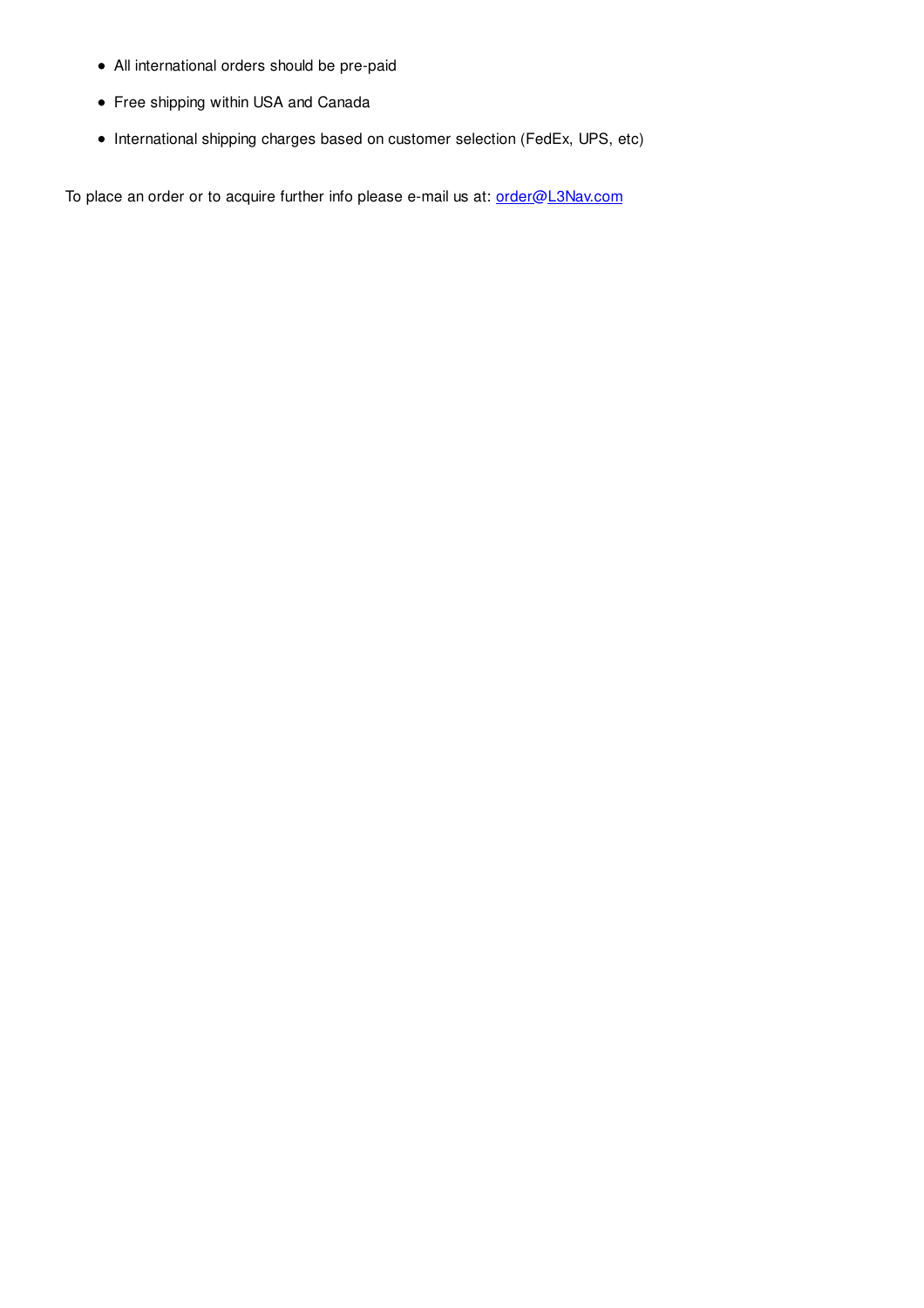- All international orders should be pre-paid
- Free shipping within USA and Canada
- International shipping charges based on customer selection (FedEx, UPS, etc)

To place an order or to acquire further info please e-mail us at: order@L3Nav.com